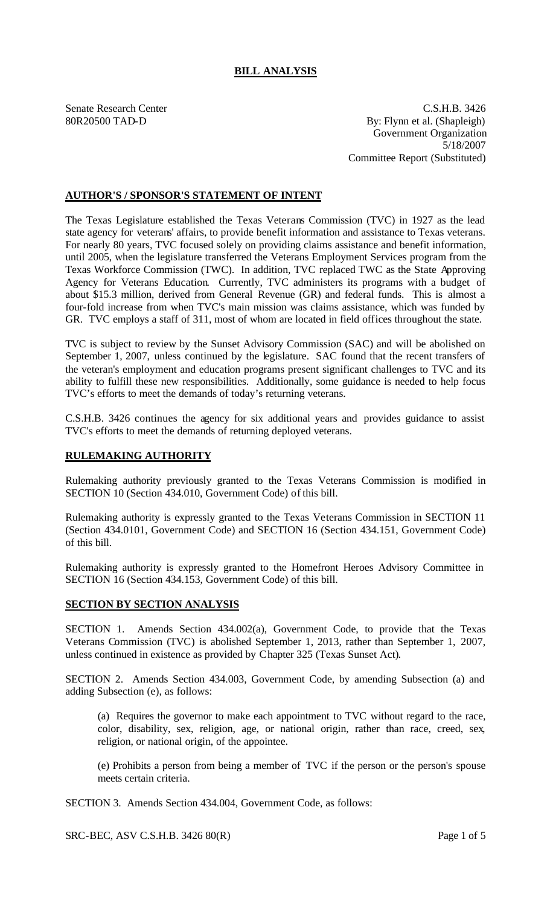# BILL ANALYSIS

Senate Research Center
80R20500 TAD-D

C.S.H.B. 3426
By: Flynn et al. (Shapleigh)
Government Organization
5/18/2007
Committee Report (Substituted)

## AUTHOR'S / SPONSOR'S STATEMENT OF INTENT

The Texas Legislature established the Texas Veterans Commission (TVC) in 1927 as the lead state agency for veterans' affairs, to provide benefit information and assistance to Texas veterans. For nearly 80 years, TVC focused solely on providing claims assistance and benefit information, until 2005, when the legislature transferred the Veterans Employment Services program from the Texas Workforce Commission (TWC). In addition, TVC replaced TWC as the State Approving Agency for Veterans Education. Currently, TVC administers its programs with a budget of about $15.3 million, derived from General Revenue (GR) and federal funds. This is almost a four-fold increase from when TVC's main mission was claims assistance, which was funded by GR. TVC employs a staff of 311, most of whom are located in field offices throughout the state.

TVC is subject to review by the Sunset Advisory Commission (SAC) and will be abolished on September 1, 2007, unless continued by the legislature. SAC found that the recent transfers of the veteran's employment and education programs present significant challenges to TVC and its ability to fulfill these new responsibilities. Additionally, some guidance is needed to help focus TVC's efforts to meet the demands of today's returning veterans.

C.S.H.B. 3426 continues the agency for six additional years and provides guidance to assist TVC's efforts to meet the demands of returning deployed veterans.

## RULEMAKING AUTHORITY

Rulemaking authority previously granted to the Texas Veterans Commission is modified in SECTION 10 (Section 434.010, Government Code) of this bill.

Rulemaking authority is expressly granted to the Texas Veterans Commission in SECTION 11 (Section 434.0101, Government Code) and SECTION 16 (Section 434.151, Government Code) of this bill.

Rulemaking authority is expressly granted to the Homefront Heroes Advisory Committee in SECTION 16 (Section 434.153, Government Code) of this bill.

## SECTION BY SECTION ANALYSIS

SECTION 1. Amends Section 434.002(a), Government Code, to provide that the Texas Veterans Commission (TVC) is abolished September 1, 2013, rather than September 1, 2007, unless continued in existence as provided by Chapter 325 (Texas Sunset Act).

SECTION 2. Amends Section 434.003, Government Code, by amending Subsection (a) and adding Subsection (e), as follows:

(a) Requires the governor to make each appointment to TVC without regard to the race, color, disability, sex, religion, age, or national origin, rather than race, creed, sex, religion, or national origin, of the appointee.

(e) Prohibits a person from being a member of TVC if the person or the person's spouse meets certain criteria.

SECTION 3. Amends Section 434.004, Government Code, as follows: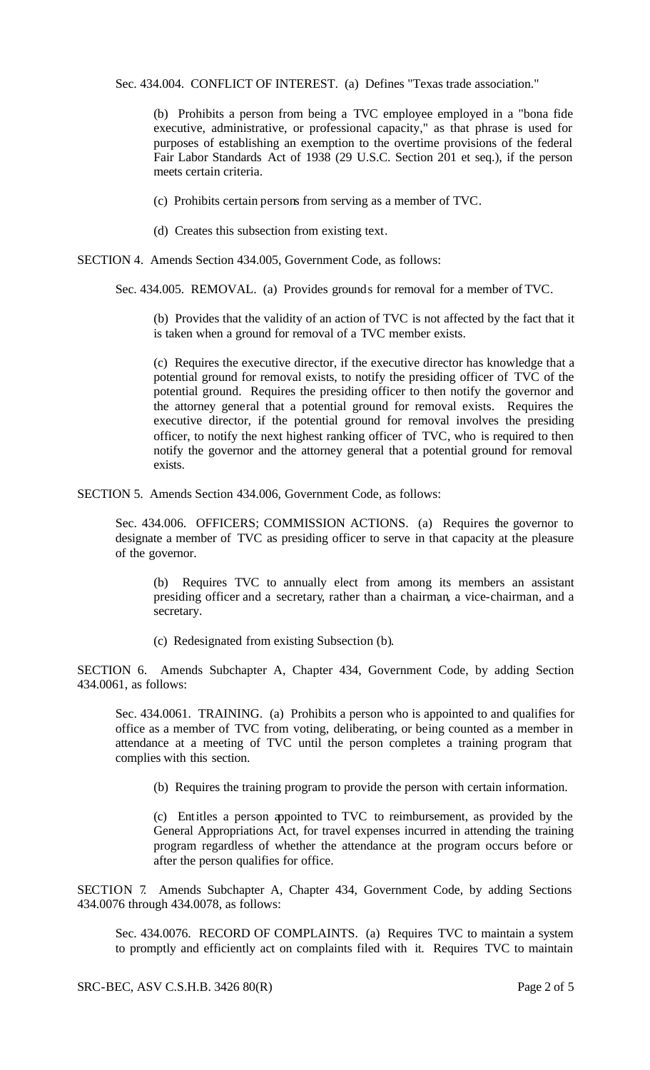Sec. 434.004. CONFLICT OF INTEREST. (a) Defines "Texas trade association."

(b) Prohibits a person from being a TVC employee employed in a "bona fide executive, administrative, or professional capacity," as that phrase is used for purposes of establishing an exemption to the overtime provisions of the federal Fair Labor Standards Act of 1938 (29 U.S.C. Section 201 et seq.), if the person meets certain criteria.

(c) Prohibits certain persons from serving as a member of TVC.

(d) Creates this subsection from existing text.

SECTION 4. Amends Section 434.005, Government Code, as follows:

Sec. 434.005. REMOVAL. (a) Provides grounds for removal for a member of TVC.

(b) Provides that the validity of an action of TVC is not affected by the fact that it is taken when a ground for removal of a TVC member exists.

(c) Requires the executive director, if the executive director has knowledge that a potential ground for removal exists, to notify the presiding officer of TVC of the potential ground. Requires the presiding officer to then notify the governor and the attorney general that a potential ground for removal exists. Requires the executive director, if the potential ground for removal involves the presiding officer, to notify the next highest ranking officer of TVC, who is required to then notify the governor and the attorney general that a potential ground for removal exists.

SECTION 5. Amends Section 434.006, Government Code, as follows:

Sec. 434.006. OFFICERS; COMMISSION ACTIONS. (a) Requires the governor to designate a member of TVC as presiding officer to serve in that capacity at the pleasure of the governor.

(b) Requires TVC to annually elect from among its members an assistant presiding officer and a secretary, rather than a chairman, a vice-chairman, and a secretary.

(c) Redesignated from existing Subsection (b).

SECTION 6. Amends Subchapter A, Chapter 434, Government Code, by adding Section 434.0061, as follows:

Sec. 434.0061. TRAINING. (a) Prohibits a person who is appointed to and qualifies for office as a member of TVC from voting, deliberating, or being counted as a member in attendance at a meeting of TVC until the person completes a training program that complies with this section.

(b) Requires the training program to provide the person with certain information.

(c) Entitles a person appointed to TVC to reimbursement, as provided by the General Appropriations Act, for travel expenses incurred in attending the training program regardless of whether the attendance at the program occurs before or after the person qualifies for office.

SECTION 7. Amends Subchapter A, Chapter 434, Government Code, by adding Sections 434.0076 through 434.0078, as follows:

Sec. 434.0076. RECORD OF COMPLAINTS. (a) Requires TVC to maintain a system to promptly and efficiently act on complaints filed with it. Requires TVC to maintain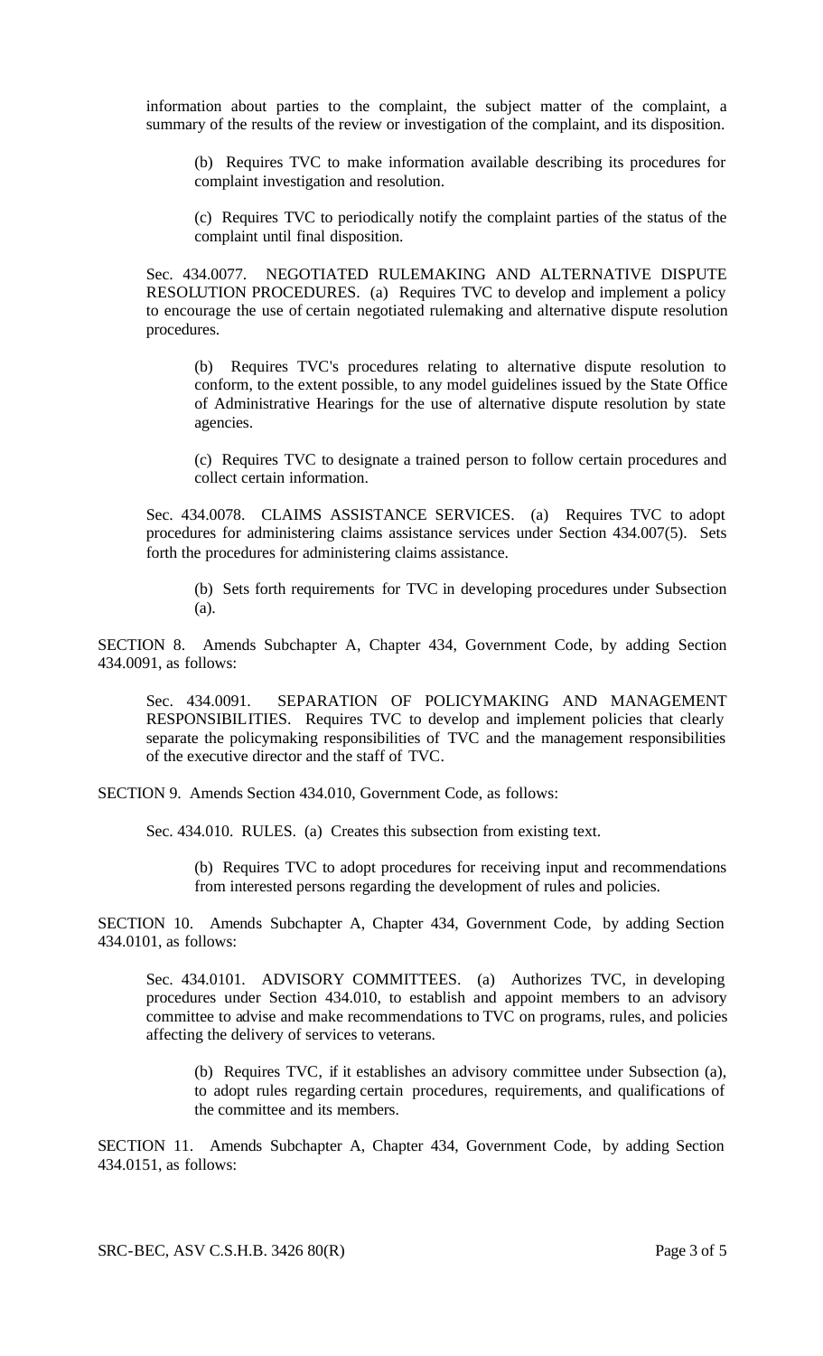information about parties to the complaint, the subject matter of the complaint, a summary of the results of the review or investigation of the complaint, and its disposition.

(b) Requires TVC to make information available describing its procedures for complaint investigation and resolution.

(c) Requires TVC to periodically notify the complaint parties of the status of the complaint until final disposition.

Sec. 434.0077. NEGOTIATED RULEMAKING AND ALTERNATIVE DISPUTE RESOLUTION PROCEDURES. (a) Requires TVC to develop and implement a policy to encourage the use of certain negotiated rulemaking and alternative dispute resolution procedures.

(b) Requires TVC's procedures relating to alternative dispute resolution to conform, to the extent possible, to any model guidelines issued by the State Office of Administrative Hearings for the use of alternative dispute resolution by state agencies.

(c) Requires TVC to designate a trained person to follow certain procedures and collect certain information.

Sec. 434.0078. CLAIMS ASSISTANCE SERVICES. (a) Requires TVC to adopt procedures for administering claims assistance services under Section 434.007(5). Sets forth the procedures for administering claims assistance.

(b) Sets forth requirements for TVC in developing procedures under Subsection (a).

SECTION 8. Amends Subchapter A, Chapter 434, Government Code, by adding Section 434.0091, as follows:

Sec. 434.0091. SEPARATION OF POLICYMAKING AND MANAGEMENT RESPONSIBILITIES. Requires TVC to develop and implement policies that clearly separate the policymaking responsibilities of TVC and the management responsibilities of the executive director and the staff of TVC.

SECTION 9. Amends Section 434.010, Government Code, as follows:

Sec. 434.010. RULES. (a) Creates this subsection from existing text.

(b) Requires TVC to adopt procedures for receiving input and recommendations from interested persons regarding the development of rules and policies.

SECTION 10. Amends Subchapter A, Chapter 434, Government Code, by adding Section 434.0101, as follows:

Sec. 434.0101. ADVISORY COMMITTEES. (a) Authorizes TVC, in developing procedures under Section 434.010, to establish and appoint members to an advisory committee to advise and make recommendations to TVC on programs, rules, and policies affecting the delivery of services to veterans.

(b) Requires TVC, if it establishes an advisory committee under Subsection (a), to adopt rules regarding certain procedures, requirements, and qualifications of the committee and its members.

SECTION 11. Amends Subchapter A, Chapter 434, Government Code, by adding Section 434.0151, as follows: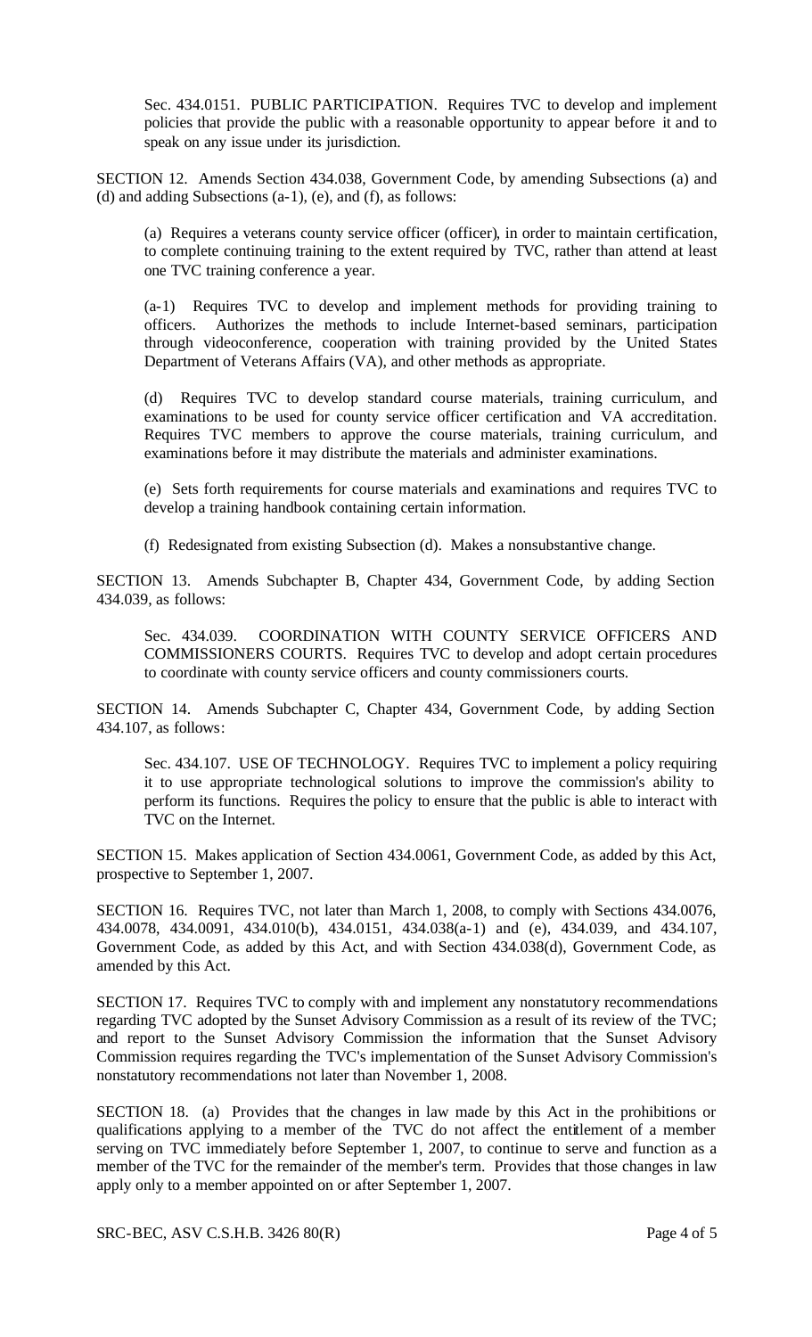Sec. 434.0151. PUBLIC PARTICIPATION. Requires TVC to develop and implement policies that provide the public with a reasonable opportunity to appear before it and to speak on any issue under its jurisdiction.

SECTION 12. Amends Section 434.038, Government Code, by amending Subsections (a) and (d) and adding Subsections (a-1), (e), and (f), as follows:

(a) Requires a veterans county service officer (officer), in order to maintain certification, to complete continuing training to the extent required by TVC, rather than attend at least one TVC training conference a year.

(a-1) Requires TVC to develop and implement methods for providing training to officers. Authorizes the methods to include Internet-based seminars, participation through videoconference, cooperation with training provided by the United States Department of Veterans Affairs (VA), and other methods as appropriate.

(d) Requires TVC to develop standard course materials, training curriculum, and examinations to be used for county service officer certification and VA accreditation. Requires TVC members to approve the course materials, training curriculum, and examinations before it may distribute the materials and administer examinations.

(e) Sets forth requirements for course materials and examinations and requires TVC to develop a training handbook containing certain information.

(f) Redesignated from existing Subsection (d). Makes a nonsubstantive change.

SECTION 13. Amends Subchapter B, Chapter 434, Government Code, by adding Section 434.039, as follows:

Sec. 434.039. COORDINATION WITH COUNTY SERVICE OFFICERS AND COMMISSIONERS COURTS. Requires TVC to develop and adopt certain procedures to coordinate with county service officers and county commissioners courts.

SECTION 14. Amends Subchapter C, Chapter 434, Government Code, by adding Section 434.107, as follows:

Sec. 434.107. USE OF TECHNOLOGY. Requires TVC to implement a policy requiring it to use appropriate technological solutions to improve the commission's ability to perform its functions. Requires the policy to ensure that the public is able to interact with TVC on the Internet.

SECTION 15. Makes application of Section 434.0061, Government Code, as added by this Act, prospective to September 1, 2007.

SECTION 16. Requires TVC, not later than March 1, 2008, to comply with Sections 434.0076, 434.0078, 434.0091, 434.010(b), 434.0151, 434.038(a-1) and (e), 434.039, and 434.107, Government Code, as added by this Act, and with Section 434.038(d), Government Code, as amended by this Act.

SECTION 17. Requires TVC to comply with and implement any nonstatutory recommendations regarding TVC adopted by the Sunset Advisory Commission as a result of its review of the TVC; and report to the Sunset Advisory Commission the information that the Sunset Advisory Commission requires regarding the TVC's implementation of the Sunset Advisory Commission's nonstatutory recommendations not later than November 1, 2008.

SECTION 18. (a) Provides that the changes in law made by this Act in the prohibitions or qualifications applying to a member of the TVC do not affect the entitlement of a member serving on TVC immediately before September 1, 2007, to continue to serve and function as a member of the TVC for the remainder of the member's term. Provides that those changes in law apply only to a member appointed on or after September 1, 2007.

SRC-BEC, ASV C.S.H.B. 3426 80(R)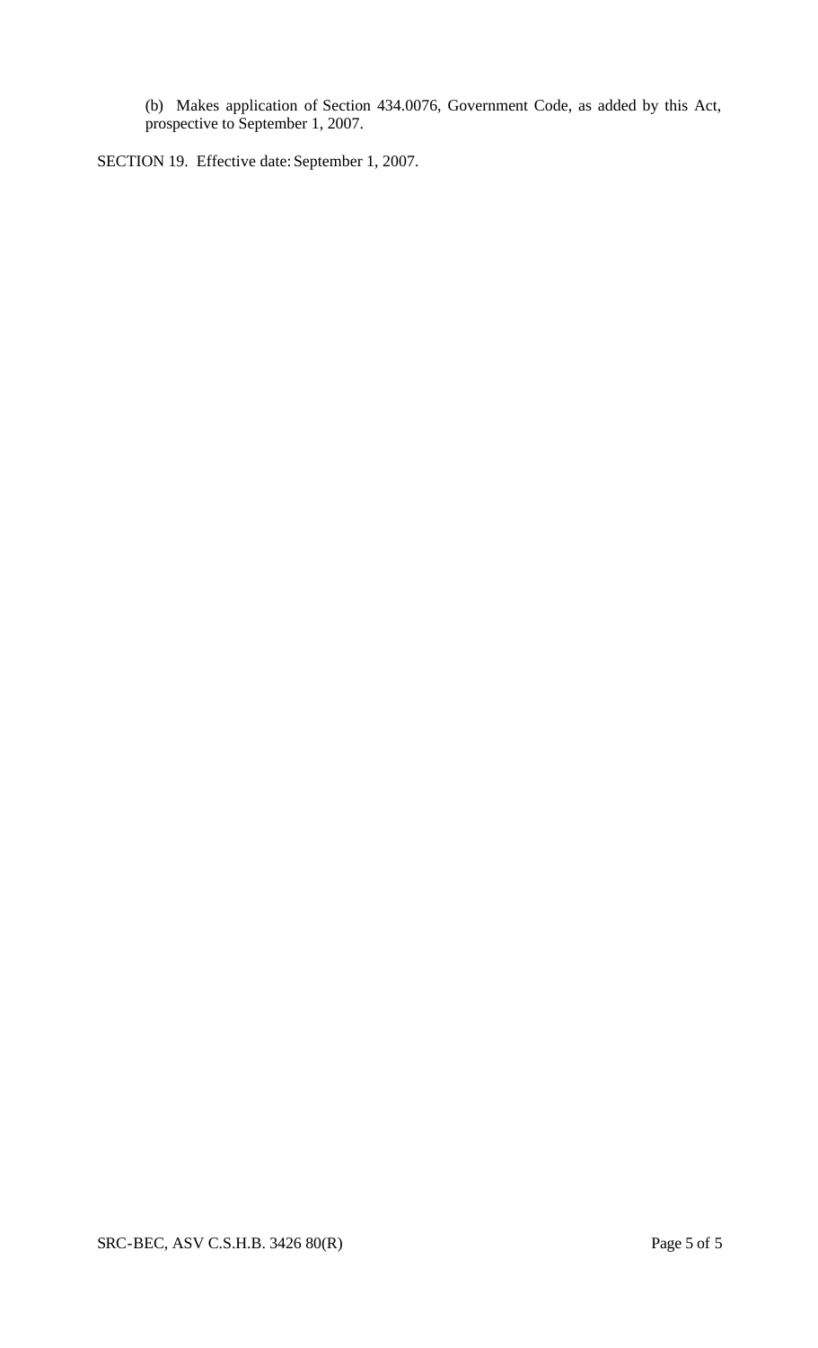(b) Makes application of Section 434.0076, Government Code, as added by this Act, prospective to September 1, 2007.

SECTION 19. Effective date: September 1, 2007.